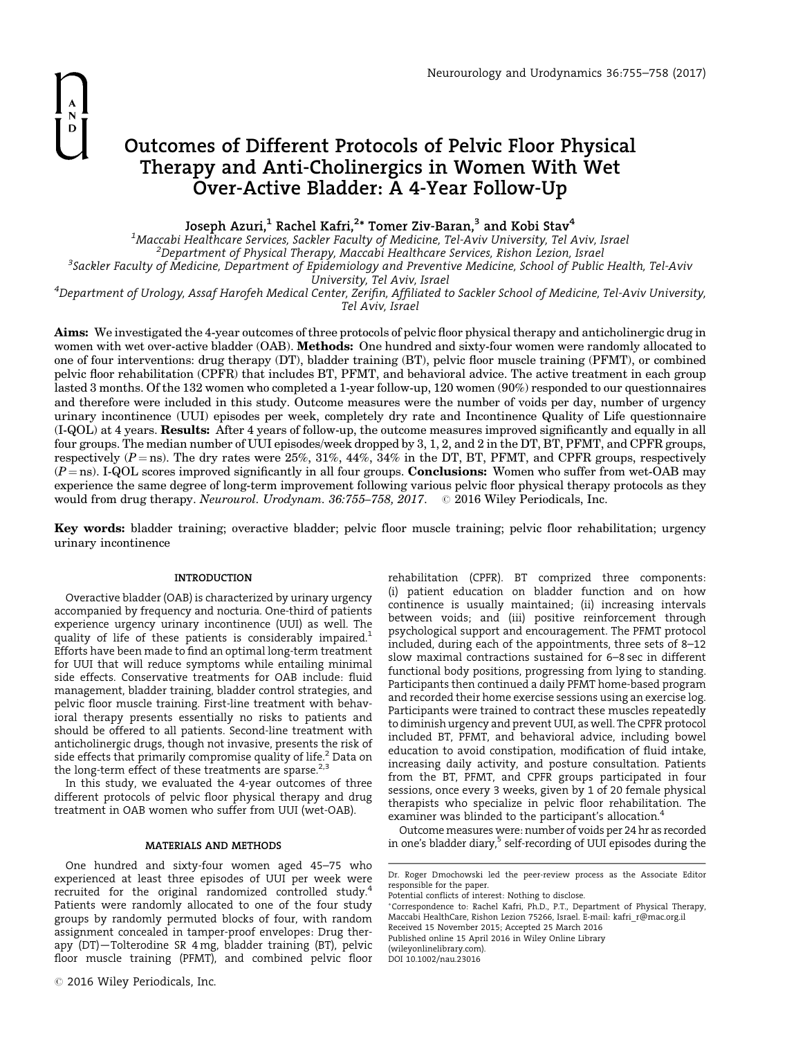# Outcomes of Different Protocols of Pelvic Floor Physical Therapy and Anti-Cholinergics in Women With Wet Over-Active Bladder: A 4-Year Follow-Up

Joseph Azuri,[1] Rachel Kafri,[2]* Tomer Ziv-Baran,[3] and Kobi Stav[4]

[1]*Maccabi Healthcare Services, Sackler Faculty of Medicine, Tel-Aviv University, Tel Aviv, Israel*
[2]*Department of Physical Therapy, Maccabi Healthcare Serivces, Rishon Lezion, Israel*
[3]*Sackler Faculty of Medicine, Department of Epidemiology and Preventive Medicine, School of Public Health, Tel-Aviv University, Tel Aviv, Israel*
[4]*Department of Urology, Assaf Harofeh Medical Center, Zerifin, Affiliated to Sackler School of Medicine, Tel-Aviv University, Tel Aviv, Israel*

**Aims:** We investigated the 4-year outcomes of three protocols of pelvic floor physical therapy and anticholinergic drug in women with wet over-active bladder (OAB). **Methods:** One hundred and sixty-four women were randomly allocated to one of four interventions: drug therapy (DT), bladder training (BT), pelvic floor muscle training (PFMT), or combined pelvic floor rehabilitation (CPFR) that includes BT, PFMT, and behavioral advice. The active treatment in each group lasted 3 months. Of the 132 women who completed a 1-year follow-up, 120 women (90%) responded to our questionnaires and therefore were included in this study. Outcome measures were the number of voids per day, number of urgency urinary incontinence (UUI) episodes per week, completely dry rate and Incontinence Quality of Life questionnaire (I-QOL) at 4 years. **Results:** After 4 years of follow-up, the outcome measures improved significantly and equally in all four groups. The median number of UUI episodes/week dropped by 3, 1, 2, and 2 in the DT, BT, PFMT, and CPFR groups, respectively ($P =$ ns). The dry rates were 25%, 31%, 44%, 34% in the DT, BT, PFMT, and CPFR groups, respectively ($P =$ ns). I-QOL scores improved significantly in all four groups. **Conclusions:** Women who suffer from wet-OAB may experience the same degree of long-term improvement following various pelvic floor physical therapy protocols as they would from drug therapy. *Neurourol. Urodynam. 36:755–758, 2017.* © 2016 Wiley Periodicals, Inc.

**Key words:** bladder training; overactive bladder; pelvic floor muscle training; pelvic floor rehabilitation; urgency urinary incontinence

## INTRODUCTION

Overactive bladder (OAB) is characterized by urinary urgency accompanied by frequency and nocturia. One-third of patients experience urgency urinary incontinence (UUI) as well. The quality of life of these patients is considerably impaired.[1] Efforts have been made to find an optimal long-term treatment for UUI that will reduce symptoms while entailing minimal side effects. Conservative treatments for OAB include: fluid management, bladder training, bladder control strategies, and pelvic floor muscle training. First-line treatment with behavioral therapy presents essentially no risks to patients and should be offered to all patients. Second-line treatment with anticholinergic drugs, though not invasive, presents the risk of side effects that primarily compromise quality of life.[2] Data on the long-term effect of these treatments are sparse.[2,3]

In this study, we evaluated the 4-year outcomes of three different protocols of pelvic floor physical therapy and drug treatment in OAB women who suffer from UUI (wet-OAB).

## MATERIALS AND METHODS

One hundred and sixty-four women aged 45–75 who experienced at least three episodes of UUI per week were recruited for the original randomized controlled study.[4] Patients were randomly allocated to one of the four study groups by randomly permuted blocks of four, with random assignment concealed in tamper-proof envelopes: Drug therapy (DT)—Tolterodine SR 4 mg, bladder training (BT), pelvic floor muscle training (PFMT), and combined pelvic floor rehabilitation (CPFR). BT comprized three components: (i) patient education on bladder function and on how continence is usually maintained; (ii) increasing intervals between voids; and (iii) positive reinforcement through psychological support and encouragement. The PFMT protocol included, during each of the appointments, three sets of 8–12 slow maximal contractions sustained for 6–8 sec in different functional body positions, progressing from lying to standing. Participants then continued a daily PFMT home-based program and recorded their home exercise sessions using an exercise log. Participants were trained to contract these muscles repeatedly to diminish urgency and prevent UUI, as well. The CPFR protocol included BT, PFMT, and behavioral advice, including bowel education to avoid constipation, modification of fluid intake, increasing daily activity, and posture consultation. Patients from the BT, PFMT, and CPFR groups participated in four sessions, once every 3 weeks, given by 1 of 20 female physical therapists who specialize in pelvic floor rehabilitation. The examiner was blinded to the participant's allocation.[4]

Outcome measures were: number of voids per 24 hr as recorded in one's bladder diary,[5] self-recording of UUI episodes during the

---

Dr. Roger Dmochowski led the peer-review process as the Associate Editor responsible for the paper.
Potential conflicts of interest: Nothing to disclose.
*Correspondence to: Rachel Kafri, Ph.D., P.T., Department of Physical Therapy, Maccabi HealthCare, Rishon Lezion 75266, Israel. E-mail: kafri_r@mac.org.il
Received 15 November 2015; Accepted 25 March 2016
Published online 15 April 2016 in Wiley Online Library (wileyonlinelibrary.com).
DOI 10.1002/nau.23016

© 2016 Wiley Periodicals, Inc.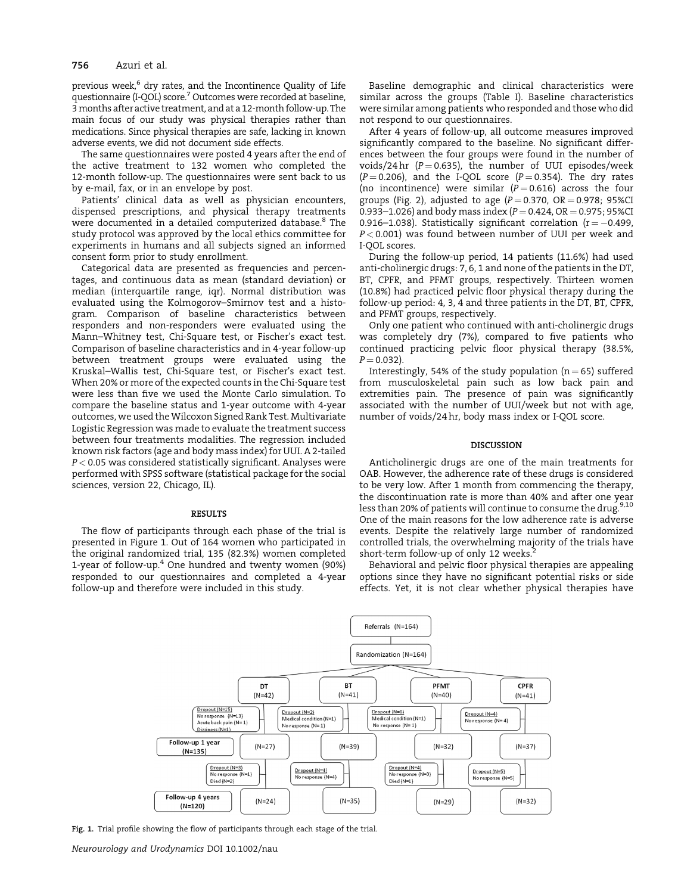previous week,[6] dry rates, and the Incontinence Quality of Life questionnaire (I-QOL) score.[7] Outcomes were recorded at baseline, 3 months after active treatment, and at a 12-month follow-up. The main focus of our study was physical therapies rather than medications. Since physical therapies are safe, lacking in known adverse events, we did not document side effects.

The same questionnaires were posted 4 years after the end of the active treatment to 132 women who completed the 12-month follow-up. The questionnaires were sent back to us by e-mail, fax, or in an envelope by post.

Patients' clinical data as well as physician encounters, dispensed prescriptions, and physical therapy treatments were documented in a detailed computerized database.[8] The study protocol was approved by the local ethics committee for experiments in humans and all subjects signed an informed consent form prior to study enrollment.

Categorical data are presented as frequencies and percentages, and continuous data as mean (standard deviation) or median (interquartile range, iqr). Normal distribution was evaluated using the Kolmogorov–Smirnov test and a histogram. Comparison of baseline characteristics between responders and non-responders were evaluated using the Mann–Whitney test, Chi-Square test, or Fischer's exact test. Comparison of baseline characteristics and in 4-year follow-up between treatment groups were evaluated using the Kruskal–Wallis test, Chi-Square test, or Fischer's exact test. When 20% or more of the expected counts in the Chi-Square test were less than five we used the Monte Carlo simulation. To compare the baseline status and 1-year outcome with 4-year outcomes, we used the Wilcoxon Signed Rank Test. Multivariate Logistic Regression was made to evaluate the treatment success between four treatments modalities. The regression included known risk factors (age and body mass index) for UUI. A 2-tailed $P < 0.05$ was considered statistically significant. Analyses were performed with SPSS software (statistical package for the social sciences, version 22, Chicago, IL).

## RESULTS

The flow of participants through each phase of the trial is presented in Figure 1. Out of 164 women who participated in the original randomized trial, 135 (82.3%) women completed 1-year of follow-up.[4] One hundred and twenty women (90%) responded to our questionnaires and completed a 4-year follow-up and therefore were included in this study.

Baseline demographic and clinical characteristics were similar across the groups (Table I). Baseline characteristics were similar among patients who responded and those who did not respond to our questionnaires.

After 4 years of follow-up, all outcome measures improved significantly compared to the baseline. No significant differences between the four groups were found in the number of voids/24 hr ($P = 0.635$), the number of UUI episodes/week ($P = 0.206$), and the I-QOL score ($P = 0.354$). The dry rates (no incontinence) were similar ($P = 0.616$) across the four groups (Fig. 2), adjusted to age ($P = 0.370$, OR $= 0.978$; 95%CI 0.933–1.026) and body mass index ($P = 0.424$, OR $= 0.975$; 95%CI 0.916–1.038). Statistically significant correlation ($r = -0.499$, $P < 0.001$) was found between number of UUI per week and I-QOL scores.

During the follow-up period, 14 patients (11.6%) had used anti-cholinergic drugs: 7, 6, 1 and none of the patients in the DT, BT, CPFR, and PFMT groups, respectively. Thirteen women (10.8%) had practiced pelvic floor physical therapy during the follow-up period: 4, 3, 4 and three patients in the DT, BT, CPFR, and PFMT groups, respectively.

Only one patient who continued with anti-cholinergic drugs was completely dry (7%), compared to five patients who continued practicing pelvic floor physical therapy (38.5%, $P = 0.032$).

Interestingly, 54% of the study population ($n = 65$) suffered from musculoskeletal pain such as low back pain and extremities pain. The presence of pain was significantly associated with the number of UUI/week but not with age, number of voids/24 hr, body mass index or I-QOL score.

## DISCUSSION

Anticholinergic drugs are one of the main treatments for OAB. However, the adherence rate of these drugs is considered to be very low. After 1 month from commencing the therapy, the discontinuation rate is more than 40% and after one year less than 20% of patients will continue to consume the drug.[9,10] One of the main reasons for the low adherence rate is adverse events. Despite the relatively large number of randomized controlled trials, the overwhelming majority of the trials have short-term follow-up of only 12 weeks.[2]

Behavioral and pelvic floor physical therapies are appealing options since they have no significant potential risks or side effects. Yet, it is not clear whether physical therapies have

Referrals (N=164)

Randomization (N=164)

| | DT (N=42) | BT (N=41) | PFMT (N=40) | CPFR (N=41) |
|---|---|---|---|---|
| Dropout | Dropout (N=15): No response (N=13), Acute back pain (N=1), Dizziness (N=1) | Dropout (N=2): Medical condition (N=1), No response (N=1) | Dropout (N=6): Medical condition (N=1), No response (N=1) | Dropout (N=4): No response (N=4) |
| Follow-up 1 year (N=135) | (N=27) | (N=39) | (N=32) | (N=37) |
| Dropout | Dropout (N=3): No response (N=1), Died (N=2) | Dropout (N=4): No response (N=4) | Dropout (N=4): No response (N=3), Died (N=1) | Dropout (N=5): No response (N=5) |
| Follow-up 4 years (N=120) | (N=24) | (N=35) | (N=29) | (N=32) |

**Fig. 1.** Trial profile showing the flow of participants through each stage of the trial.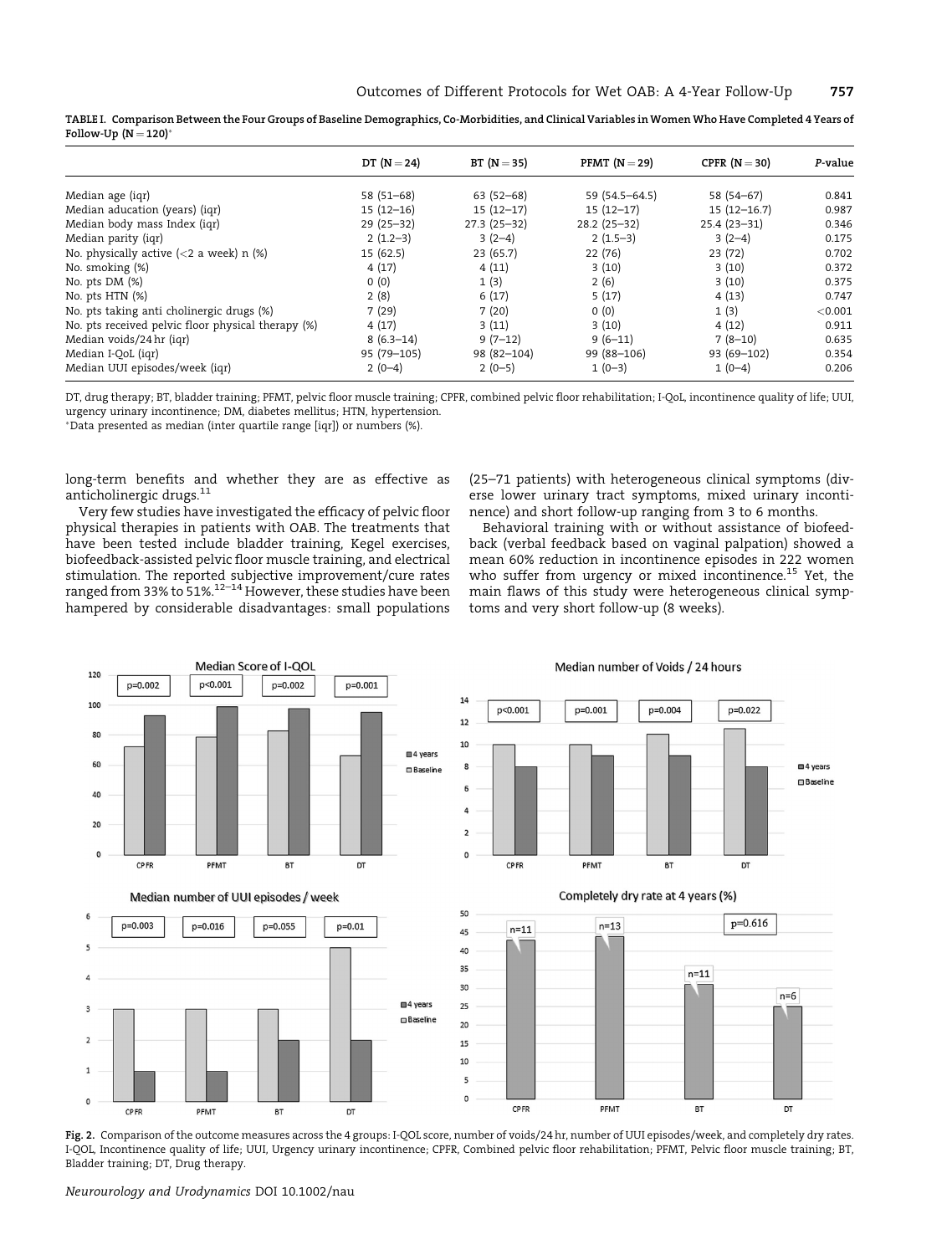**TABLE I. Comparison Between the Four Groups of Baseline Demographics, Co-Morbidities, and Clinical Variables in Women Who Have Completed 4 Years of Follow-Up (N = 120)***

| | DT (N = 24) | BT (N = 35) | PFMT (N = 29) | CPFR (N = 30) | *P*-value |
|---|---|---|---|---|---|
| Median age (iqr) | 58 (51–68) | 63 (52–68) | 59 (54.5–64.5) | 58 (54–67) | 0.841 |
| Median aducation (years) (iqr) | 15 (12–16) | 15 (12–17) | 15 (12–17) | 15 (12–16.7) | 0.987 |
| Median body mass Index (iqr) | 29 (25–32) | 27.3 (25–32) | 28.2 (25–32) | 25.4 (23–31) | 0.346 |
| Median parity (iqr) | 2 (1.2–3) | 3 (2–4) | 2 (1.5–3) | 3 (2–4) | 0.175 |
| No. physically active (<2 a week) n (%) | 15 (62.5) | 23 (65.7) | 22 (76) | 23 (72) | 0.702 |
| No. smoking (%) | 4 (17) | 4 (11) | 3 (10) | 3 (10) | 0.372 |
| No. pts DM (%) | 0 (0) | 1 (3) | 2 (6) | 3 (10) | 0.375 |
| No. pts HTN (%) | 2 (8) | 6 (17) | 5 (17) | 4 (13) | 0.747 |
| No. pts taking anti cholinergic drugs (%) | 7 (29) | 7 (20) | 0 (0) | 1 (3) | <0.001 |
| No. pts received pelvic floor physical therapy (%) | 4 (17) | 3 (11) | 3 (10) | 4 (12) | 0.911 |
| Median voids/24 hr (iqr) | 8 (6.3–14) | 9 (7–12) | 9 (6–11) | 7 (8–10) | 0.635 |
| Median I-QoL (iqr) | 95 (79–105) | 98 (82–104) | 99 (88–106) | 93 (69–102) | 0.354 |
| Median UUI episodes/week (iqr) | 2 (0–4) | 2 (0–5) | 1 (0–3) | 1 (0–4) | 0.206 |

DT, drug therapy; BT, bladder training; PFMT, pelvic floor muscle training; CPFR, combined pelvic floor rehabilitation; I-QoL, incontinence quality of life; UUI, urgency urinary incontinence; DM, diabetes mellitus; HTN, hypertension.
*Data presented as median (inter quartile range [iqr]) or numbers (%).

long-term benefits and whether they are as effective as anticholinergic drugs.[11]

Very few studies have investigated the efficacy of pelvic floor physical therapies in patients with OAB. The treatments that have been tested include bladder training, Kegel exercises, biofeedback-assisted pelvic floor muscle training, and electrical stimulation. The reported subjective improvement/cure rates ranged from 33% to 51%.[12–14] However, these studies have been hampered by considerable disadvantages: small populations (25–71 patients) with heterogeneous clinical symptoms (diverse lower urinary tract symptoms, mixed urinary incontinence) and short follow-up ranging from 3 to 6 months.

Behavioral training with or without assistance of biofeedback (verbal feedback based on vaginal palpation) showed a mean 60% reduction in incontinence episodes in 222 women who suffer from urgency or mixed incontinence.[15] Yet, the main flaws of this study were heterogeneous clinical symptoms and very short follow-up (8 weeks).

**Fig. 2.** Comparison of the outcome measures across the 4 groups: I-QOL score, number of voids/24 hr, number of UUI episodes/week, and completely dry rates. I-QOL, Incontinence quality of life; UUI, Urgency urinary incontinence; CPFR, Combined pelvic floor rehabilitation; PFMT, Pelvic floor muscle training; BT, Bladder training; DT, Drug therapy.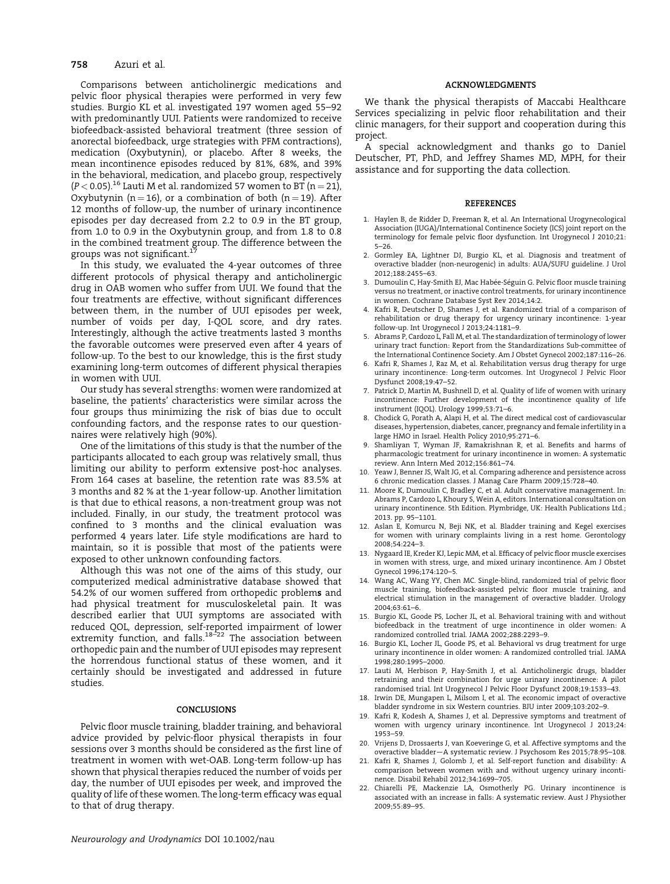Comparisons between anticholinergic medications and pelvic floor physical therapies were performed in very few studies. Burgio KL et al. investigated 197 women aged 55–92 with predominantly UUI. Patients were randomized to receive biofeedback-assisted behavioral treatment (three session of anorectal biofeedback, urge strategies with PFM contractions), medication (Oxybutynin), or placebo. After 8 weeks, the mean incontinence episodes reduced by 81%, 68%, and 39% in the behavioral, medication, and placebo group, respectively ($P < 0.05$).[16] Lauti M et al. randomized 57 women to BT ($n = 21$), Oxybutynin ($n = 16$), or a combination of both ($n = 19$). After 12 months of follow-up, the number of urinary incontinence episodes per day decreased from 2.2 to 0.9 in the BT group, from 1.0 to 0.9 in the Oxybutynin group, and from 1.8 to 0.8 in the combined treatment group. The difference between the groups was not significant.[17]

In this study, we evaluated the 4-year outcomes of three different protocols of physical therapy and anticholinergic drug in OAB women who suffer from UUI. We found that the four treatments are effective, without significant differences between them, in the number of UUI episodes per week, number of voids per day, I-QOL score, and dry rates. Interestingly, although the active treatments lasted 3 months the favorable outcomes were preserved even after 4 years of follow-up. To the best to our knowledge, this is the first study examining long-term outcomes of different physical therapies in women with UUI.

Our study has several strengths: women were randomized at baseline, the patients' characteristics were similar across the four groups thus minimizing the risk of bias due to occult confounding factors, and the response rates to our questionnaires were relatively high (90%).

One of the limitations of this study is that the number of the participants allocated to each group was relatively small, thus limiting our ability to perform extensive post-hoc analyses. From 164 cases at baseline, the retention rate was 83.5% at 3 months and 82 % at the 1-year follow-up. Another limitation is that due to ethical reasons, a non-treatment group was not included. Finally, in our study, the treatment protocol was confined to 3 months and the clinical evaluation was performed 4 years later. Life style modifications are hard to maintain, so it is possible that most of the patients were exposed to other unknown confounding factors.

Although this was not one of the aims of this study, our computerized medical administrative database showed that 54.2% of our women suffered from orthopedic problems and had physical treatment for musculoskeletal pain. It was described earlier that UUI symptoms are associated with reduced QOL, depression, self-reported impairment of lower extremity function, and falls.[18–22] The association between orthopedic pain and the number of UUI episodes may represent the horrendous functional status of these women, and it certainly should be investigated and addressed in future studies.

## CONCLUSIONS

Pelvic floor muscle training, bladder training, and behavioral advice provided by pelvic-floor physical therapists in four sessions over 3 months should be considered as the first line of treatment in women with wet-OAB. Long-term follow-up has shown that physical therapies reduced the number of voids per day, the number of UUI episodes per week, and improved the quality of life of these women. The long-term efficacy was equal to that of drug therapy.

## ACKNOWLEDGMENTS

We thank the physical therapists of Maccabi Healthcare Services specializing in pelvic floor rehabilitation and their clinic managers, for their support and cooperation during this project.

A special acknowledgment and thanks go to Daniel Deutscher, PT, PhD, and Jeffrey Shames MD, MPH, for their assistance and for supporting the data collection.

## REFERENCES

1. Haylen B, de Ridder D, Freeman R, et al. An International Urogynecological Association (IUGA)/International Continence Society (ICS) joint report on the terminology for female pelvic floor dysfunction. Int Urogynecol J 2010;21: 5–26.
2. Gormley EA, Lightner DJ, Burgio KL, et al. Diagnosis and treatment of overactive bladder (non-neurogenic) in adults: AUA/SUFU guideline. J Urol 2012;188:2455–63.
3. Dumoulin C, Hay-Smith EJ, Mac Habée-Séguin G. Pelvic floor muscle training versus no treatment, or inactive control treatments, for urinary incontinence in women. Cochrane Database Syst Rev 2014;14:2.
4. Kafri R, Deutscher D, Shames J, et al. Randomized trial of a comparison of rehabilitation or drug therapy for urgency urinary incontinence: 1-year follow-up. Int Urogynecol J 2013;24:1181–9.
5. Abrams P, Cardozo L, Fall M, et al. The standardization of terminology of lower urinary tract function: Report from the Standardizations Sub-committee of the International Continence Society. Am J Obstet Gynecol 2002;187:116–26.
6. Kafri R, Shames J, Raz M, et al. Rehabilitation versus drug therapy for urge urinary incontinence: Long-term outcomes. Int Urogynecol J Pelvic Floor Dysfunct 2008;19:47–52.
7. Patrick D, Martin M, Bushnell D, et al. Quality of life of women with urinary incontinence: Further development of the incontinence quality of life instrument (IQOL). Urology 1999;53:71–6.
8. Chodick G, Porath A, Alapi H, et al. The direct medical cost of cardiovascular diseases, hypertension, diabetes, cancer, pregnancy and female infertility in a large HMO in Israel. Health Policy 2010;95:271–6.
9. Shamliyan T, Wyman JF, Ramakrishnan R, et al. Benefits and harms of pharmacologic treatment for urinary incontinence in women: A systematic review. Ann Intern Med 2012;156:861–74.
10. Yeaw J, Benner JS, Walt JG, et al. Comparing adherence and persistence across 6 chronic medication classes. J Manag Care Pharm 2009;15:728–40.
11. Moore K, Dumoulin C, Bradley C, et al. Adult conservative management. In: Abrams P, Cardozo L, Khoury S, Wein A, editors. International consultation on urinary incontinence. 5th Edition. Plymbridge, UK: Health Publications Ltd.; 2013. pp. 95–1101.
12. Aslan E, Komurcu N, Beji NK, et al. Bladder training and Kegel exercises for women with urinary complaints living in a rest home. Gerontology 2008;54:224–3.
13. Nygaard IE, Kreder KJ, Lepic MM, et al. Efficacy of pelvic floor muscle exercises in women with stress, urge, and mixed urinary incontinence. Am J Obstet Gynecol 1996;174:120–5.
14. Wang AC, Wang YY, Chen MC. Single-blind, randomized trial of pelvic floor muscle training, biofeedback-assisted pelvic floor muscle training, and electrical stimulation in the management of overactive bladder. Urology 2004;63:61–6.
15. Burgio KL, Goode PS, Locher JL, et al. Behavioral training with and without biofeedback in the treatment of urge incontinence in older women: A randomized controlled trial. JAMA 2002;288:2293–9.
16. Burgio KL, Locher JL, Goode PS, et al. Behavioral vs drug treatment for urge urinary incontinence in older women: A randomized controlled trial. JAMA 1998;280:1995–2000.
17. Lauti M, Herbison P, Hay-Smith J, et al. Anticholinergic drugs, bladder retraining and their combination for urge urinary incontinence: A pilot randomised trial. Int Urogynecol J Pelvic Floor Dysfunct 2008;19:1533–43.
18. Irwin DE, Mungapen L, Milsom I, et al. The economic impact of overactive bladder syndrome in six Western countries. BJU inter 2009;103:202–9.
19. Kafri R, Kodesh A, Shames J, et al. Depressive symptoms and treatment of women with urgency urinary incontinence. Int Urogynecol J 2013;24: 1953–59.
20. Vrijens D, Drossaerts J, van Koeveringe G, et al. Affective symptoms and the overactive bladder—A systematic review. J Psychosom Res 2015;78:95–108.
21. Kafri R, Shames J, Golomb J, et al. Self-report function and disability: A comparison between women with and without urgency urinary incontinence. Disabil Rehabil 2012;34:1699–705.
22. Chiarelli PE, Mackenzie LA, Osmotherly PG. Urinary incontinence is associated with an increase in falls: A systematic review. Aust J Physiother 2009;55:89–95.